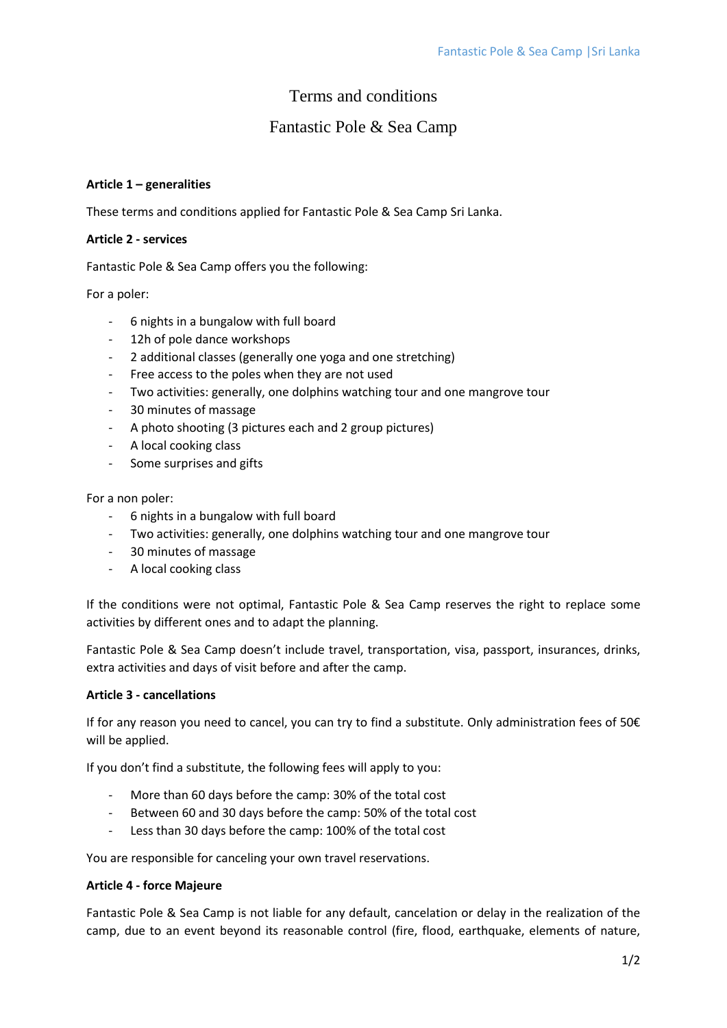# Terms and conditions

# Fantastic Pole & Sea Camp

**Article 1 – generalities**

These terms and conditions applied for Fantastic Pole & Sea Camp Sri Lanka.

**Article 2 - services**

Fantastic Pole & Sea Camp offers you the following:

For a poler:

- 6 nights in a bungalow with full board
- 12h of pole dance workshops
- 2 additional classes (generally one yoga and one stretching)
- Free access to the poles when they are not used
- Two activities: generally, one dolphins watching tour and one mangrove tour
- 30 minutes of massage
- A photo shooting (3 pictures each and 2 group pictures)
- A local cooking class
- Some surprises and gifts

For a non poler:

- 6 nights in a bungalow with full board
- Two activities: generally, one dolphins watching tour and one mangrove tour
- 30 minutes of massage
- A local cooking class

If the conditions were not optimal, Fantastic Pole & Sea Camp reserves the right to replace some activities by different ones and to adapt the planning.

Fantastic Pole & Sea Camp doesn't include travel, transportation, visa, passport, insurances, drinks, extra activities and days of visit before and after the camp.

**Article 3 - cancellations**

If for any reason you need to cancel, you can try to find a substitute. Only administration fees of 50€ will be applied.

If you don't find a substitute, the following fees will apply to you:

- More than 60 days before the camp: 30% of the total cost
- Between 60 and 30 days before the camp: 50% of the total cost
- Less than 30 days before the camp: 100% of the total cost

You are responsible for canceling your own travel reservations.

**Article 4 - force Majeure**

Fantastic Pole & Sea Camp is not liable for any default, cancelation or delay in the realization of the camp, due to an event beyond its reasonable control (fire, flood, earthquake, elements of nature,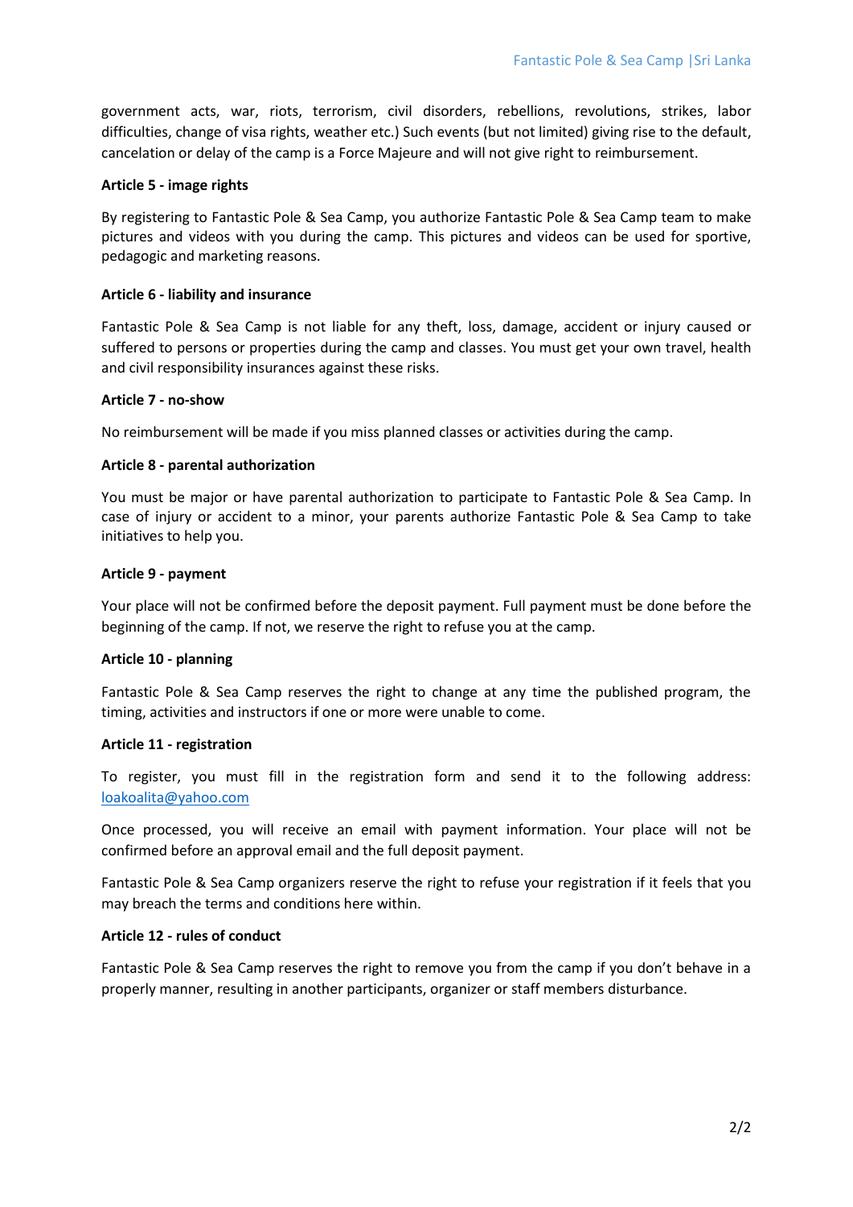government acts, war, riots, terrorism, civil disorders, rebellions, revolutions, strikes, labor difficulties, change of visa rights, weather etc.) Such events (but not limited) giving rise to the default, cancelation or delay of the camp is a Force Majeure and will not give right to reimbursement.

**Article 5 - image rights**

By registering to Fantastic Pole & Sea Camp, you authorize Fantastic Pole & Sea Camp team to make pictures and videos with you during the camp. This pictures and videos can be used for sportive, pedagogic and marketing reasons.

**Article 6 - liability and insurance**

Fantastic Pole & Sea Camp is not liable for any theft, loss, damage, accident or injury caused or suffered to persons or properties during the camp and classes. You must get your own travel, health and civil responsibility insurances against these risks.

**Article 7 - no-show**

No reimbursement will be made if you miss planned classes or activities during the camp.

**Article 8 - parental authorization**

You must be major or have parental authorization to participate to Fantastic Pole & Sea Camp. In case of injury or accident to a minor, your parents authorize Fantastic Pole & Sea Camp to take initiatives to help you.

**Article 9 - payment**

Your place will not be confirmed before the deposit payment. Full payment must be done before the beginning of the camp. If not, we reserve the right to refuse you at the camp.

**Article 10 - planning**

Fantastic Pole & Sea Camp reserves the right to change at any time the published program, the timing, activities and instructors if one or more were unable to come.

**Article 11 - registration**

To register, you must fill in the registration form and send it to the following address: [loakoalita@yahoo.com](mailto:loakoalita@yahoo.com)

Once processed, you will receive an email with payment information. Your place will not be confirmed before an approval email and the full deposit payment.

Fantastic Pole & Sea Camp organizers reserve the right to refuse your registration if it feels that you may breach the terms and conditions here within.

**Article 12 - rules of conduct**

Fantastic Pole & Sea Camp reserves the right to remove you from the camp if you don't behave in a properly manner, resulting in another participants, organizer or staff members disturbance.